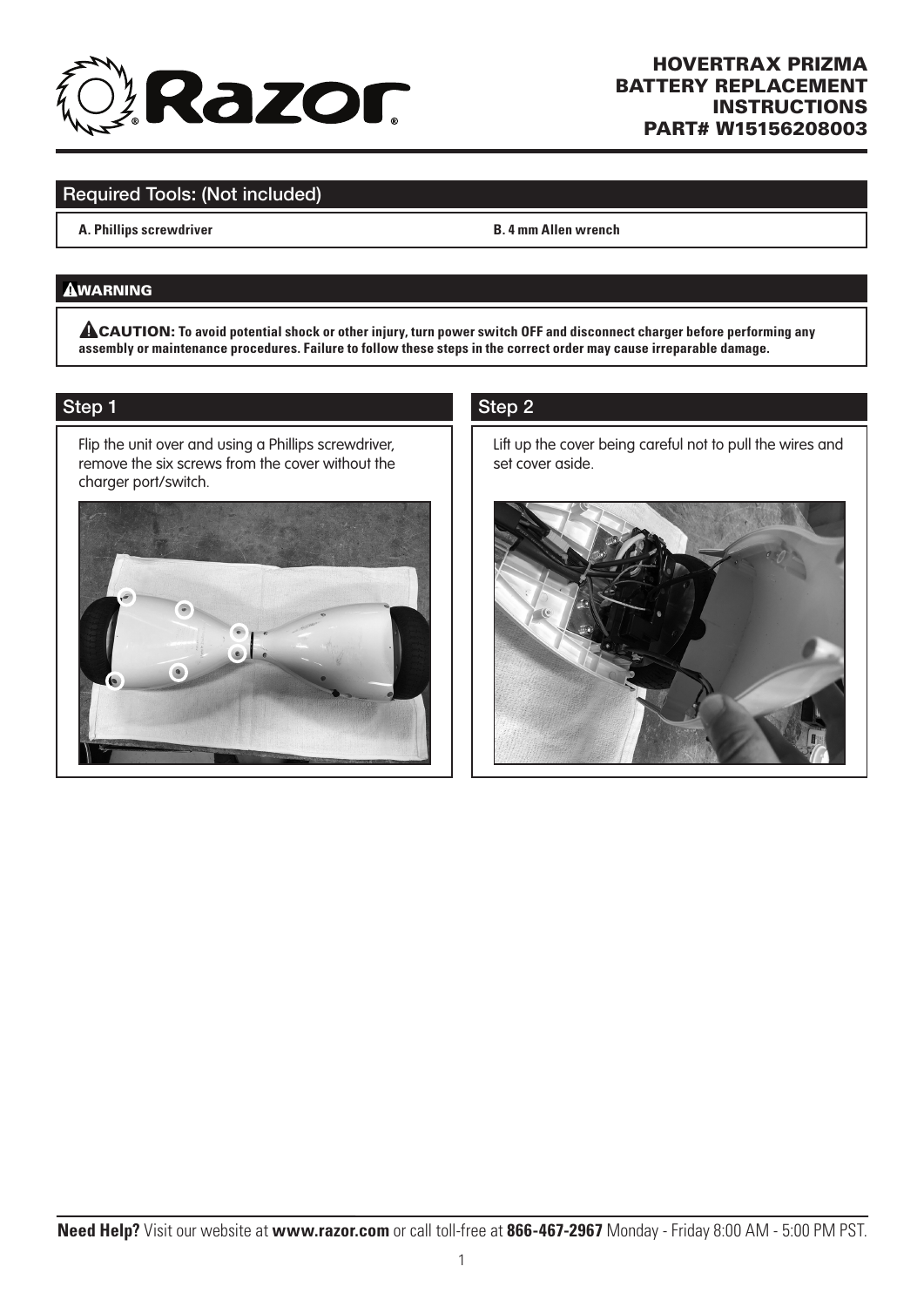# HOVERTRAX PRIZMA BATTERY REPLACEMENT INSTRUCTIONS PART# W15156208003

## Required Tools: (Not included)

**A. Phillips screwdriver**

**B. 4 mm Allen wrench**

## WARNING

**CAUTION: To avoid potential shock or other injury, turn power switch OFF and disconnect charger before performing any assembly or maintenance procedures. Failure to follow these steps in the correct order may cause irreparable damage.**

## Step 1

Flip the unit over and using a Phillips screwdriver, remove the six screws from the cover without the charger port/switch.

## Step 2

Lift up the cover being careful not to pull the wires and set cover aside.

**Need Help?** Visit our website at **www.razor.com** or call toll-free at **866-467-2967** Monday - Friday 8:00 AM - 5:00 PM PST.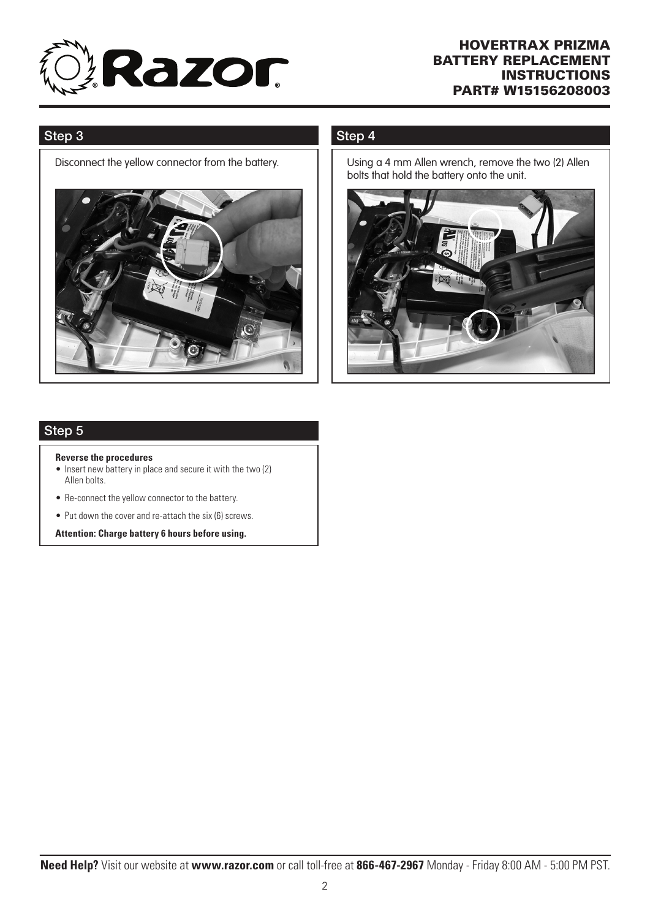## Step 3

Disconnect the yellow connector from the battery.

## Step 4

Using a 4 mm Allen wrench, remove the two (2) Allen bolts that hold the battery onto the unit.

## Step 5

**Reverse the procedures**

- Insert new battery in place and secure it with the two (2) Allen bolts.
- Re-connect the yellow connector to the battery.
- Put down the cover and re-attach the six (6) screws.

**Attention: Charge battery 6 hours before using.**

**Need Help?** Visit our website at **www.razor.com** or call toll-free at **866-467-2967** Monday - Friday 8:00 AM - 5:00 PM PST.